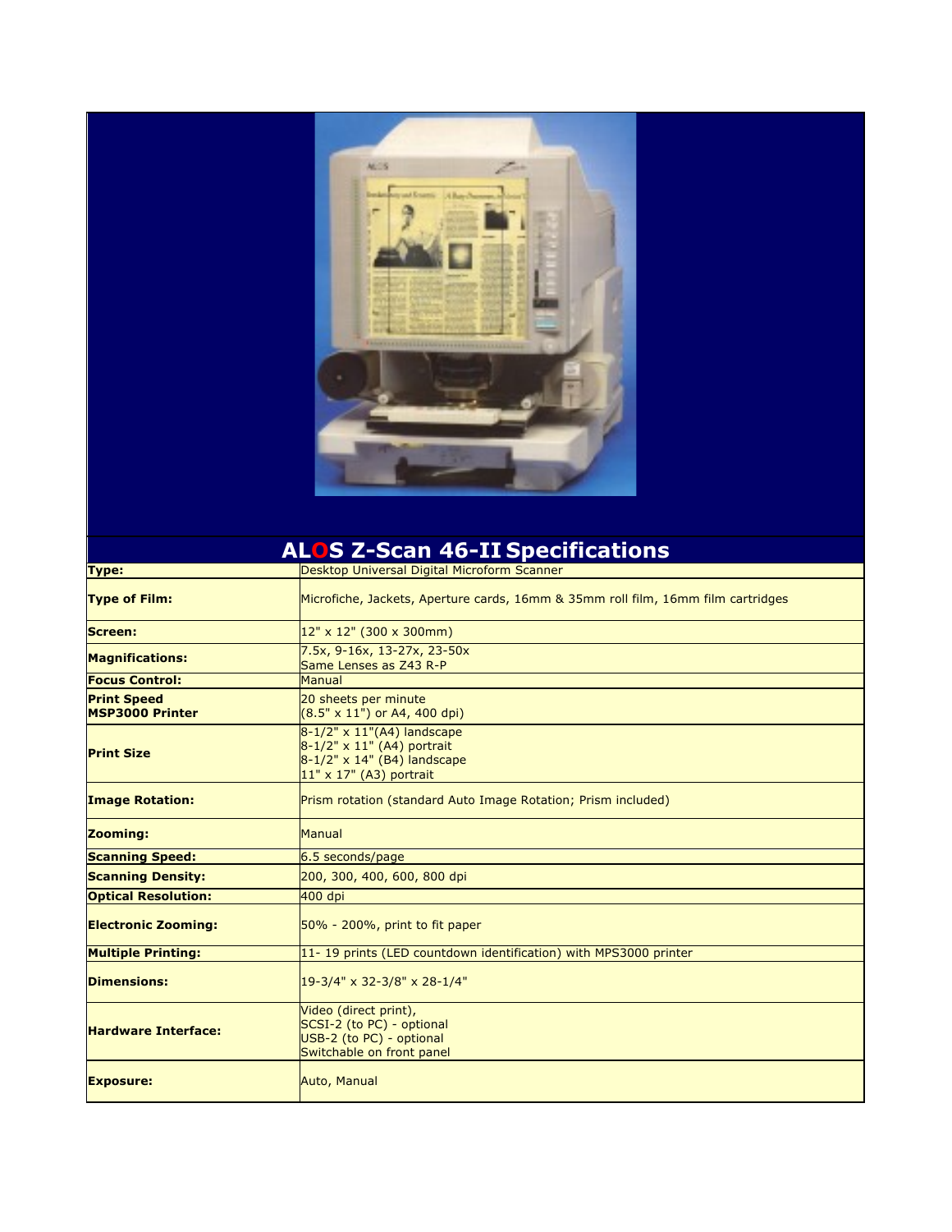# ALOS Z-Scan 46-II Specifications

| | |
|---|---|
| **Type:** | Desktop Universal Digital Microform Scanner |
| **Type of Film:** | Microfiche, Jackets, Aperture cards, 16mm & 35mm roll film, 16mm film cartridges |
| **Screen:** | 12" x 12" (300 x 300mm) |
| **Magnifications:** | 7.5x, 9-16x, 13-27x, 23-50x<br>Same Lenses as Z43 R-P |
| **Focus Control:** | Manual |
| **Print Speed<br>MSP3000 Printer** | 20 sheets per minute<br>(8.5" x 11") or A4, 400 dpi) |
| **Print Size** | 8-1/2" x 11"(A4) landscape<br>8-1/2" x 11" (A4) portrait<br>8-1/2" x 14" (B4) landscape<br>11" x 17" (A3) portrait |
| **Image Rotation:** | Prism rotation (standard Auto Image Rotation; Prism included) |
| **Zooming:** | Manual |
| **Scanning Speed:** | 6.5 seconds/page |
| **Scanning Density:** | 200, 300, 400, 600, 800 dpi |
| **Optical Resolution:** | 400 dpi |
| **Electronic Zooming:** | 50% - 200%, print to fit paper |
| **Multiple Printing:** | 11- 19 prints (LED countdown identification) with MPS3000 printer |
| **Dimensions:** | 19-3/4" x 32-3/8" x 28-1/4" |
| **Hardware Interface:** | Video (direct print),<br>SCSI-2 (to PC) - optional<br>USB-2 (to PC) - optional<br>Switchable on front panel |
| **Exposure:** | Auto, Manual |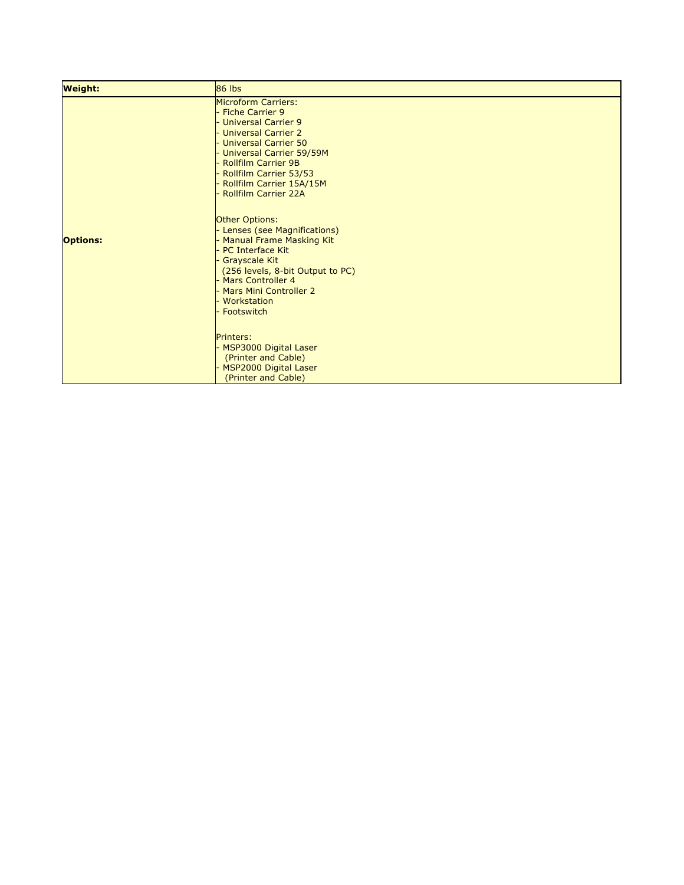| | |
|---|---|
| **Weight:** | 86 lbs |
| **Options:** | Microform Carriers:<br>- Fiche Carrier 9<br>- Universal Carrier 9<br>- Universal Carrier 2<br>- Universal Carrier 50<br>- Universal Carrier 59/59M<br>- Rollfilm Carrier 9B<br>- Rollfilm Carrier 53/53<br>- Rollfilm Carrier 15A/15M<br>- Rollfilm Carrier 22A<br><br>Other Options:<br>- Lenses (see Magnifications)<br>- Manual Frame Masking Kit<br>- PC Interface Kit<br>- Grayscale Kit<br>(256 levels, 8-bit Output to PC)<br>- Mars Controller 4<br>- Mars Mini Controller 2<br>- Workstation<br>- Footswitch<br><br>Printers:<br>- MSP3000 Digital Laser<br>(Printer and Cable)<br>- MSP2000 Digital Laser<br>(Printer and Cable) |